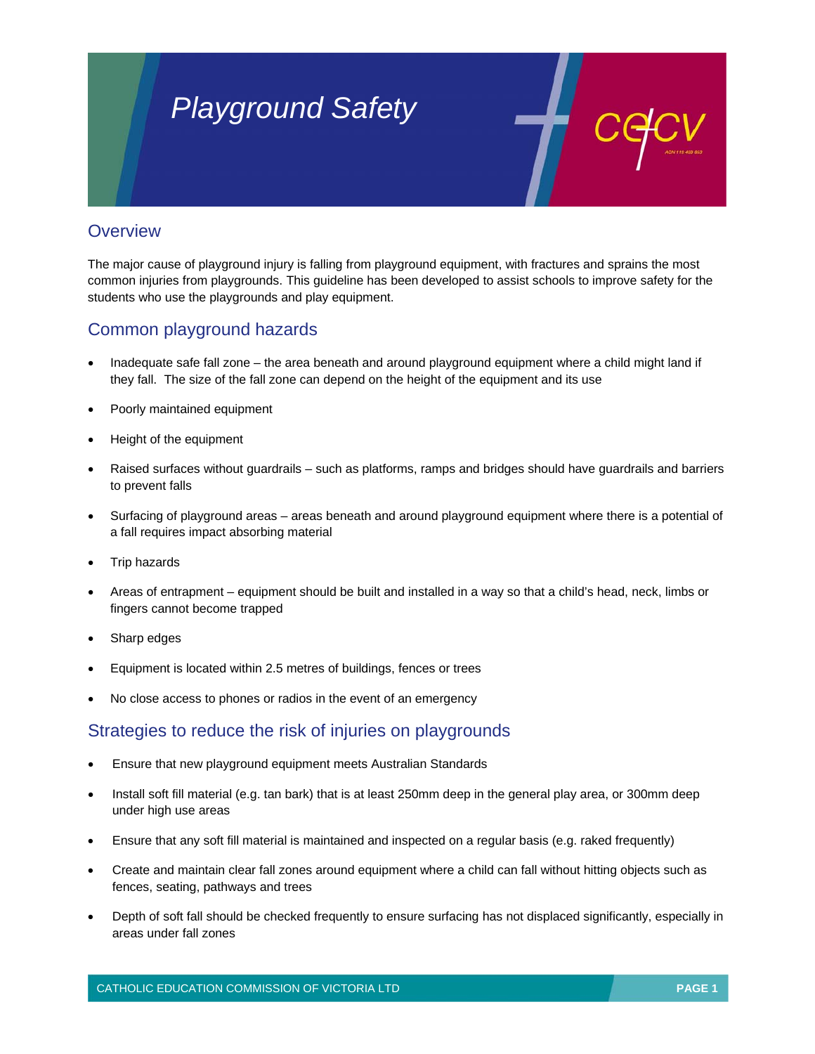# Playground Safety

## Overview

The major cause of playground injury is falling from playground equipment, with fractures and sprains the most common injuries from playgrounds. This guideline has been developed to assist schools to improve safety for the students who use the playgrounds and play equipment.

## Common playground hazards

- Inadequate safe fall zone – the area beneath and around playground equipment where a child might land if they fall. The size of the fall zone can depend on the height of the equipment and its use
- Poorly maintained equipment
- Height of the equipment
- Raised surfaces without guardrails – such as platforms, ramps and bridges should have guardrails and barriers to prevent falls
- Surfacing of playground areas – areas beneath and around playground equipment where there is a potential of a fall requires impact absorbing material
- Trip hazards
- Areas of entrapment – equipment should be built and installed in a way so that a child's head, neck, limbs or fingers cannot become trapped
- Sharp edges
- Equipment is located within 2.5 metres of buildings, fences or trees
- No close access to phones or radios in the event of an emergency

## Strategies to reduce the risk of injuries on playgrounds

- Ensure that new playground equipment meets Australian Standards
- Install soft fill material (e.g. tan bark) that is at least 250mm deep in the general play area, or 300mm deep under high use areas
- Ensure that any soft fill material is maintained and inspected on a regular basis (e.g. raked frequently)
- Create and maintain clear fall zones around equipment where a child can fall without hitting objects such as fences, seating, pathways and trees
- Depth of soft fall should be checked frequently to ensure surfacing has not displaced significantly, especially in areas under fall zones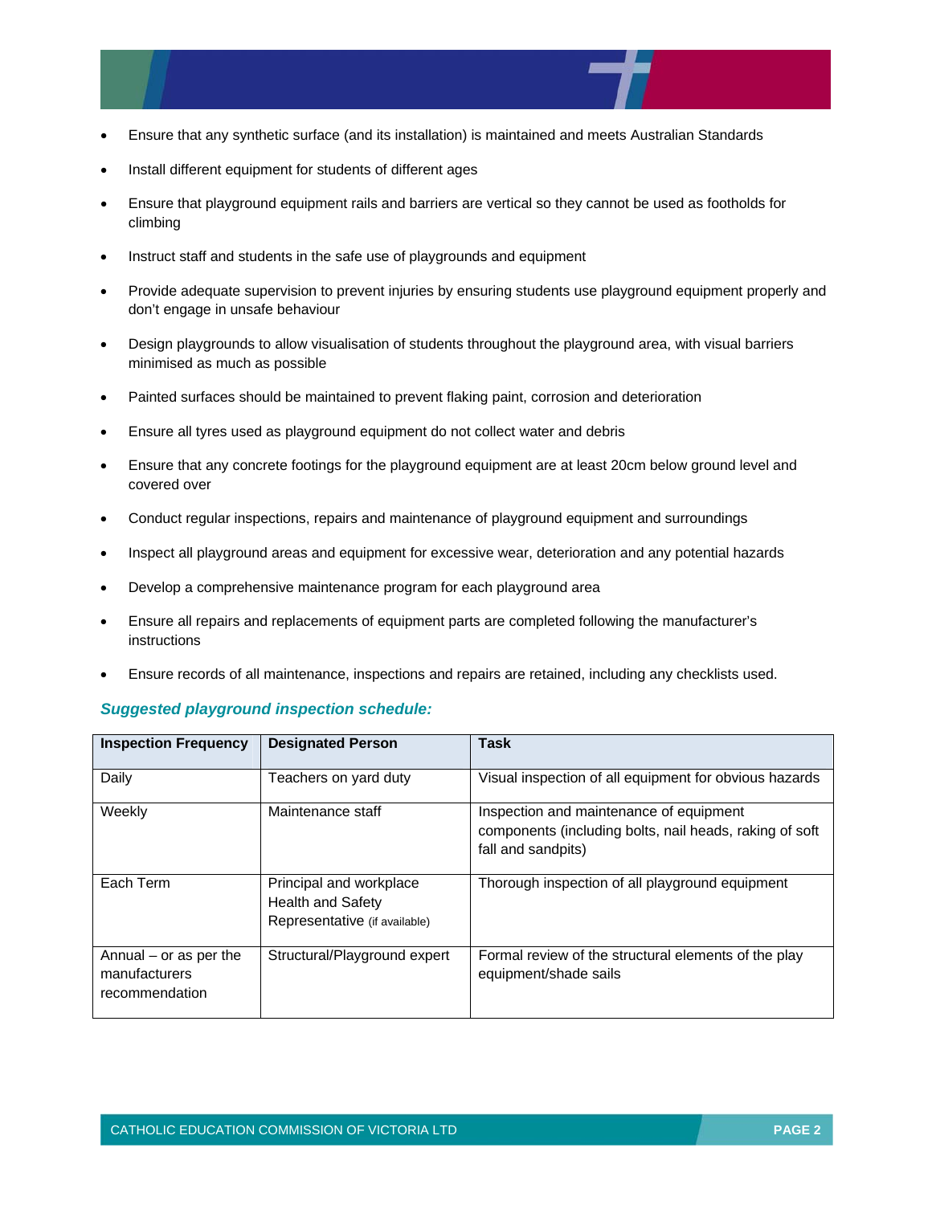- Ensure that any synthetic surface (and its installation) is maintained and meets Australian Standards
- Install different equipment for students of different ages
- Ensure that playground equipment rails and barriers are vertical so they cannot be used as footholds for climbing
- Instruct staff and students in the safe use of playgrounds and equipment
- Provide adequate supervision to prevent injuries by ensuring students use playground equipment properly and don't engage in unsafe behaviour
- Design playgrounds to allow visualisation of students throughout the playground area, with visual barriers minimised as much as possible
- Painted surfaces should be maintained to prevent flaking paint, corrosion and deterioration
- Ensure all tyres used as playground equipment do not collect water and debris
- Ensure that any concrete footings for the playground equipment are at least 20cm below ground level and covered over
- Conduct regular inspections, repairs and maintenance of playground equipment and surroundings
- Inspect all playground areas and equipment for excessive wear, deterioration and any potential hazards
- Develop a comprehensive maintenance program for each playground area
- Ensure all repairs and replacements of equipment parts are completed following the manufacturer's instructions
- Ensure records of all maintenance, inspections and repairs are retained, including any checklists used.

### *Suggested playground inspection schedule:*

| Inspection Frequency | Designated Person | Task |
|---|---|---|
| Daily | Teachers on yard duty | Visual inspection of all equipment for obvious hazards |
| Weekly | Maintenance staff | Inspection and maintenance of equipment components (including bolts, nail heads, raking of soft fall and sandpits) |
| Each Term | Principal and workplace Health and Safety Representative (if available) | Thorough inspection of all playground equipment |
| Annual – or as per the manufacturers recommendation | Structural/Playground expert | Formal review of the structural elements of the play equipment/shade sails |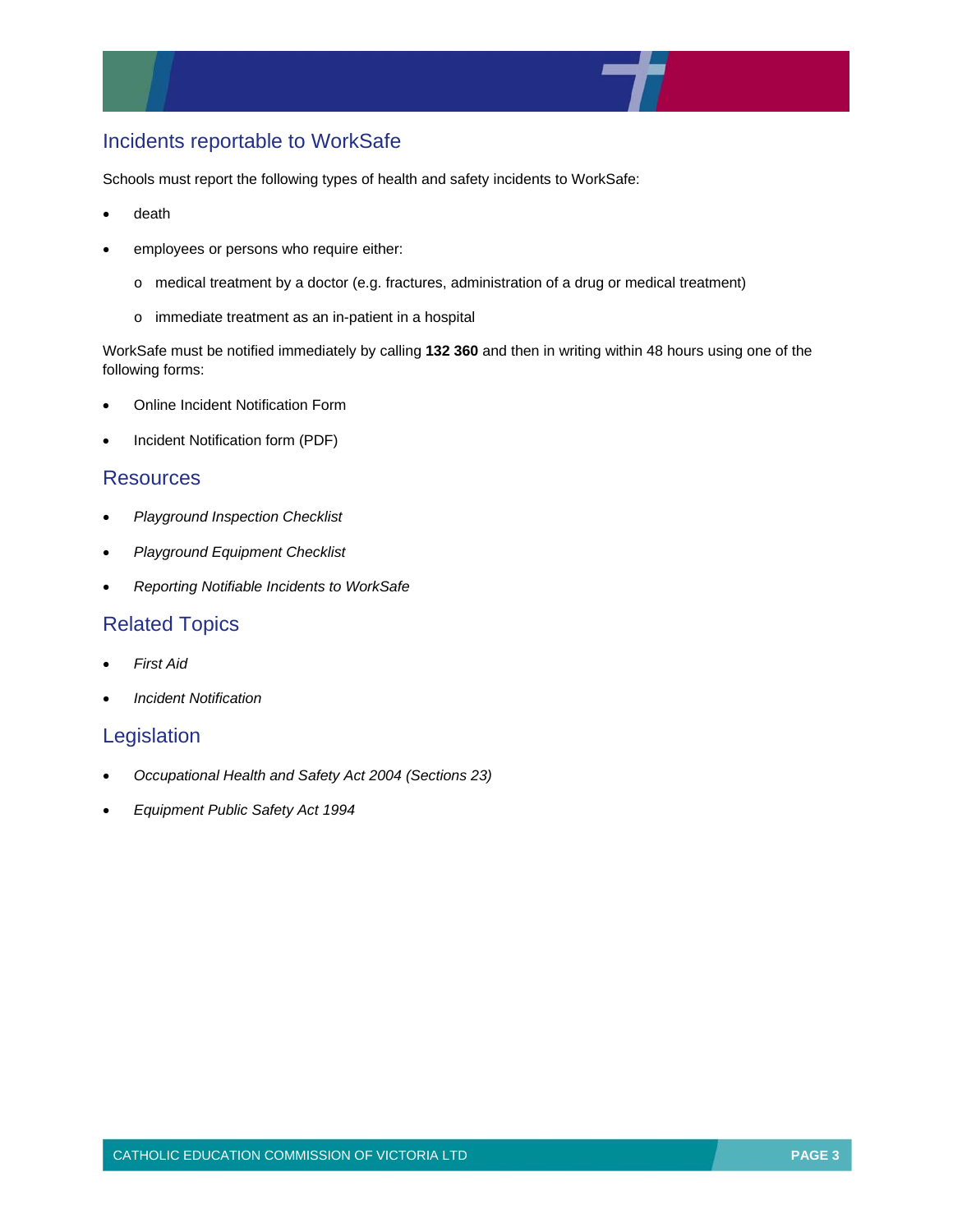## Incidents reportable to WorkSafe

Schools must report the following types of health and safety incidents to WorkSafe:

- death
- employees or persons who require either:
  - medical treatment by a doctor (e.g. fractures, administration of a drug or medical treatment)
  - immediate treatment as an in-patient in a hospital

WorkSafe must be notified immediately by calling **132 360** and then in writing within 48 hours using one of the following forms:

- Online Incident Notification Form
- Incident Notification form (PDF)

## Resources

- *Playground Inspection Checklist*
- *Playground Equipment Checklist*
- *Reporting Notifiable Incidents to WorkSafe*

## Related Topics

- *First Aid*
- *Incident Notification*

## Legislation

- *Occupational Health and Safety Act 2004 (Sections 23)*
- *Equipment Public Safety Act 1994*